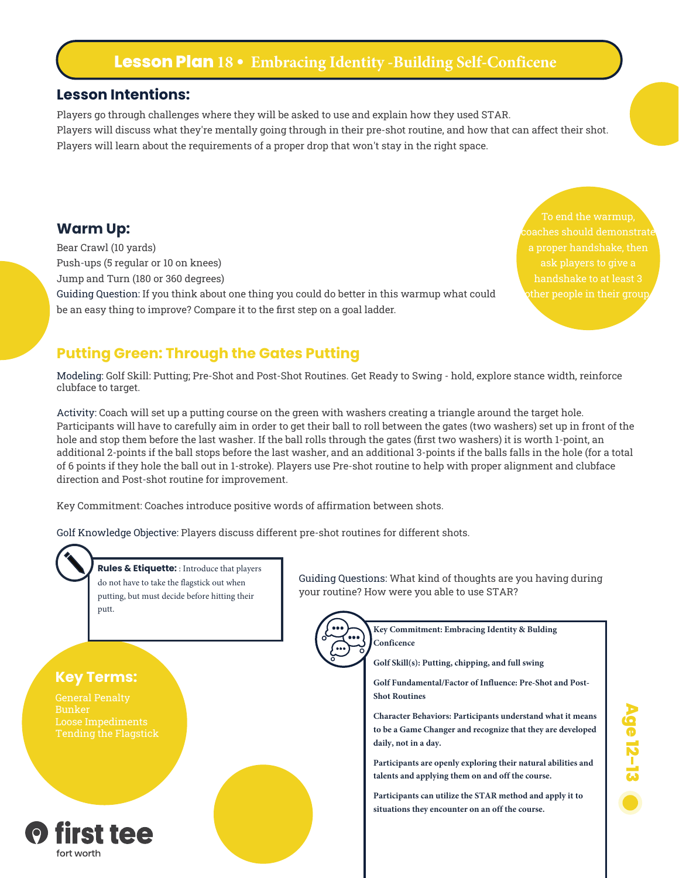# Lesson Plan 18 • Embracing Identity -Building Self-Conficene

## Lesson Intentions:

Players go through challenges where they will be asked to use and explain how they used STAR.
Players will discuss what they're mentally going through in their pre-shot routine, and how that can affect their shot.
Players will learn about the requirements of a proper drop that won't stay in the right space.

## Warm Up:

Bear Crawl (10 yards)
Push-ups (5 regular or 10 on knees)
Jump and Turn (180 or 360 degrees)
Guiding Question: If you think about one thing you could do better in this warmup what could be an easy thing to improve? Compare it to the first step on a goal ladder.

To end the warmup, coaches should demonstrate a proper handshake, then ask players to give a handshake to at least 3 other people in their group.

## Putting Green: Through the Gates Putting

Modeling: Golf Skill: Putting; Pre-Shot and Post-Shot Routines. Get Ready to Swing - hold, explore stance width, reinforce clubface to target.

Activity: Coach will set up a putting course on the green with washers creating a triangle around the target hole. Participants will have to carefully aim in order to get their ball to roll between the gates (two washers) set up in front of the hole and stop them before the last washer. If the ball rolls through the gates (first two washers) it is worth 1-point, an additional 2-points if the ball stops before the last washer, and an additional 3-points if the balls falls in the hole (for a total of 6 points if they hole the ball out in 1-stroke). Players use Pre-shot routine to help with proper alignment and clubface direction and Post-shot routine for improvement.

Key Commitment: Coaches introduce positive words of affirmation between shots.

Golf Knowledge Objective: Players discuss different pre-shot routines for different shots.

**Rules & Etiquette:** : Introduce that players do not have to take the flagstick out when putting, but must decide before hitting their putt.

Guiding Questions: What kind of thoughts are you having during your routine? How were you able to use STAR?

**Key Terms:**

General Penalty
Bunker
Loose Impediments
Tending the Flagstick

**Key Commitment: Embracing Identity & Bulding Conficence**

**Golf Skill(s): Putting, chipping, and full swing**

**Golf Fundamental/Factor of Influence: Pre-Shot and Post-Shot Routines**

**Character Behaviors: Participants understand what it means to be a Game Changer and recognize that they are developed daily, not in a day.**

**Participants are openly exploring their natural abilities and talents and applying them on and off the course.**

**Participants can utilize the STAR method and apply it to situations they encounter on an off the course.**

Age 12–13

first tee
fort worth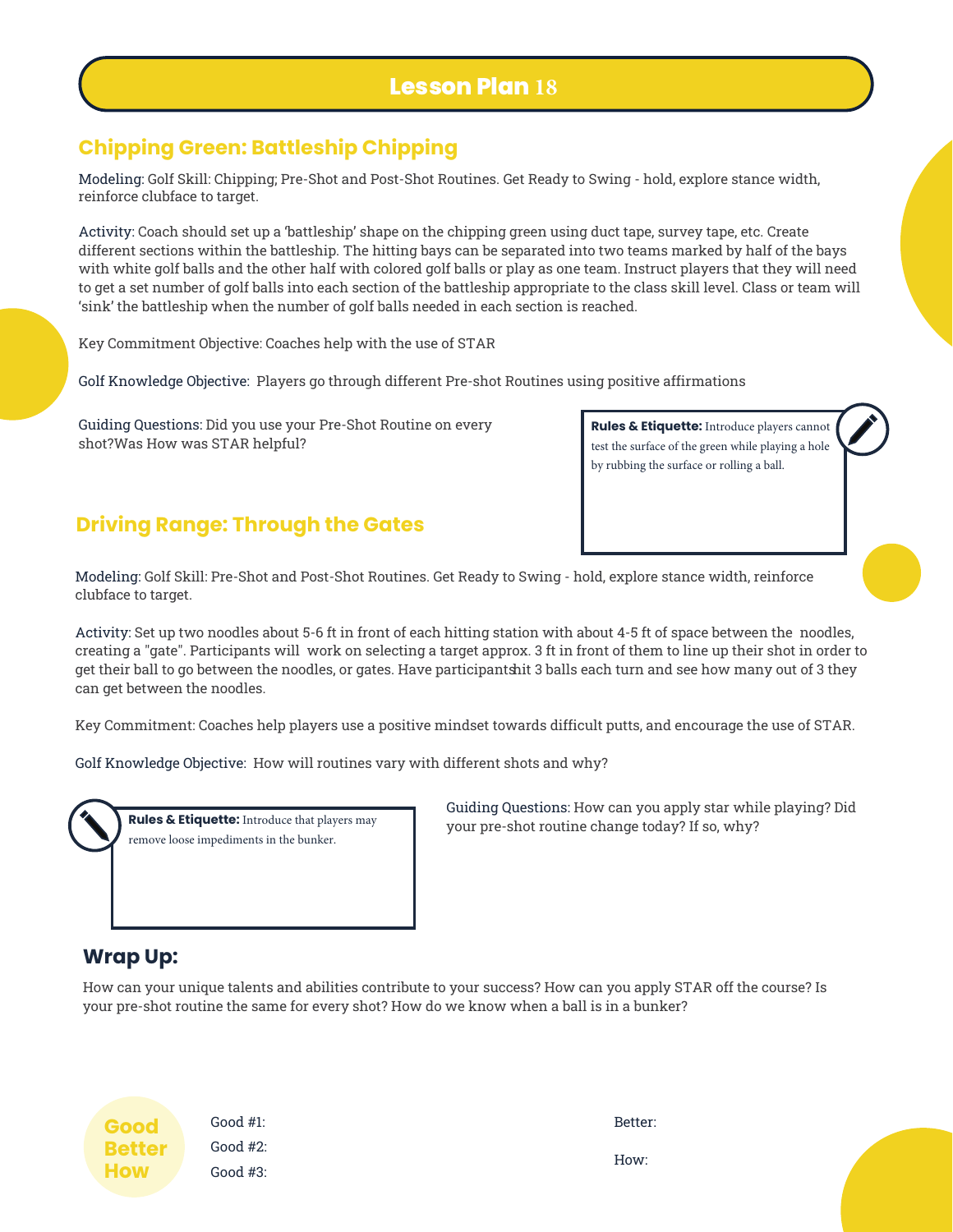# Lesson Plan 18

## Chipping Green: Battleship Chipping

Modeling: Golf Skill: Chipping; Pre-Shot and Post-Shot Routines. Get Ready to Swing - hold, explore stance width, reinforce clubface to target.

Activity: Coach should set up a 'battleship' shape on the chipping green using duct tape, survey tape, etc. Create different sections within the battleship. The hitting bays can be separated into two teams marked by half of the bays with white golf balls and the other half with colored golf balls or play as one team. Instruct players that they will need to get a set number of golf balls into each section of the battleship appropriate to the class skill level. Class or team will 'sink' the battleship when the number of golf balls needed in each section is reached.

Key Commitment Objective: Coaches help with the use of STAR

Golf Knowledge Objective: Players go through different Pre-shot Routines using positive affirmations

Guiding Questions: Did you use your Pre-Shot Routine on every shot?Was How was STAR helpful?

**Rules & Etiquette:** Introduce players cannot test the surface of the green while playing a hole by rubbing the surface or rolling a ball.

## Driving Range: Through the Gates

Modeling: Golf Skill: Pre-Shot and Post-Shot Routines. Get Ready to Swing - hold, explore stance width, reinforce clubface to target.

Activity: Set up two noodles about 5-6 ft in front of each hitting station with about 4-5 ft of space between the noodles, creating a "gate". Participants will work on selecting a target approx. 3 ft in front of them to line up their shot in order to get their ball to go between the noodles, or gates. Have participantshit 3 balls each turn and see how many out of 3 they can get between the noodles.

Key Commitment: Coaches help players use a positive mindset towards difficult putts, and encourage the use of STAR.

Golf Knowledge Objective: How will routines vary with different shots and why?

**Rules & Etiquette:** Introduce that players may remove loose impediments in the bunker.

Guiding Questions: How can you apply star while playing? Did your pre-shot routine change today? If so, why?

## Wrap Up:

How can your unique talents and abilities contribute to your success? How can you apply STAR off the course? Is your pre-shot routine the same for every shot? How do we know when a ball is in a bunker?

**Good Better How**

Good #1:

Good #2:

Good #3:

Better:

How: